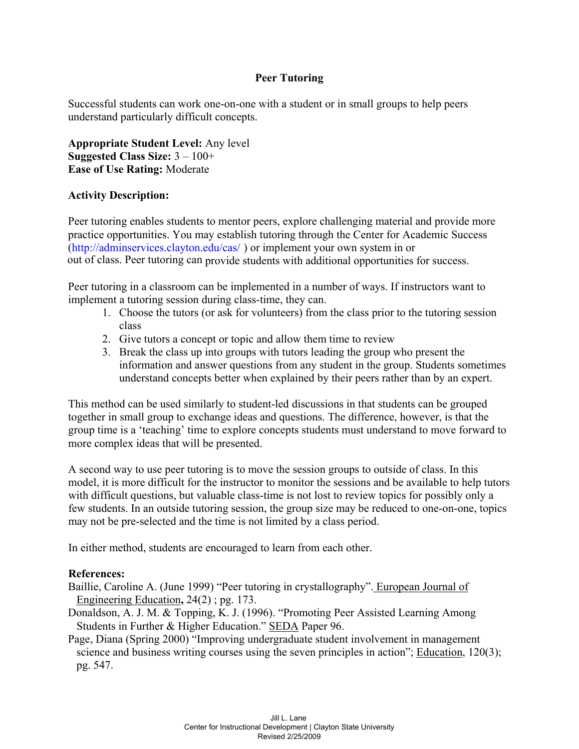# Peer Tutoring

Successful students can work one-on-one with a student or in small groups to help peers understand particularly difficult concepts.

**Appropriate Student Level:** Any level
**Suggested Class Size:** 3 – 100+
**Ease of Use Rating:** Moderate

## Activity Description:

Peer tutoring enables students to mentor peers, explore challenging material and provide more practice opportunities. You may establish tutoring through the Center for Academic Success (http://adminservices.clayton.edu/cas/ ) or implement your own system in or out of class. Peer tutoring can provide students with additional opportunities for success.

Peer tutoring in a classroom can be implemented in a number of ways. If instructors want to implement a tutoring session during class-time, they can.

1. Choose the tutors (or ask for volunteers) from the class prior to the tutoring session class
2. Give tutors a concept or topic and allow them time to review
3. Break the class up into groups with tutors leading the group who present the information and answer questions from any student in the group. Students sometimes understand concepts better when explained by their peers rather than by an expert.

This method can be used similarly to student-led discussions in that students can be grouped together in small group to exchange ideas and questions. The difference, however, is that the group time is a 'teaching' time to explore concepts students must understand to move forward to more complex ideas that will be presented.

A second way to use peer tutoring is to move the session groups to outside of class. In this model, it is more difficult for the instructor to monitor the sessions and be available to help tutors with difficult questions, but valuable class-time is not lost to review topics for possibly only a few students. In an outside tutoring session, the group size may be reduced to one-on-one, topics may not be pre-selected and the time is not limited by a class period.

In either method, students are encouraged to learn from each other.

## References:

Baillie, Caroline A. (June 1999) "Peer tutoring in crystallography". European Journal of Engineering Education, 24(2) ; pg. 173.

Donaldson, A. J. M. & Topping, K. J. (1996). "Promoting Peer Assisted Learning Among Students in Further & Higher Education." SEDA Paper 96.

Page, Diana (Spring 2000) "Improving undergraduate student involvement in management science and business writing courses using the seven principles in action"; Education, 120(3); pg. 547.

Jill L. Lane
Center for Instructional Development | Clayton State University
Revised 2/25/2009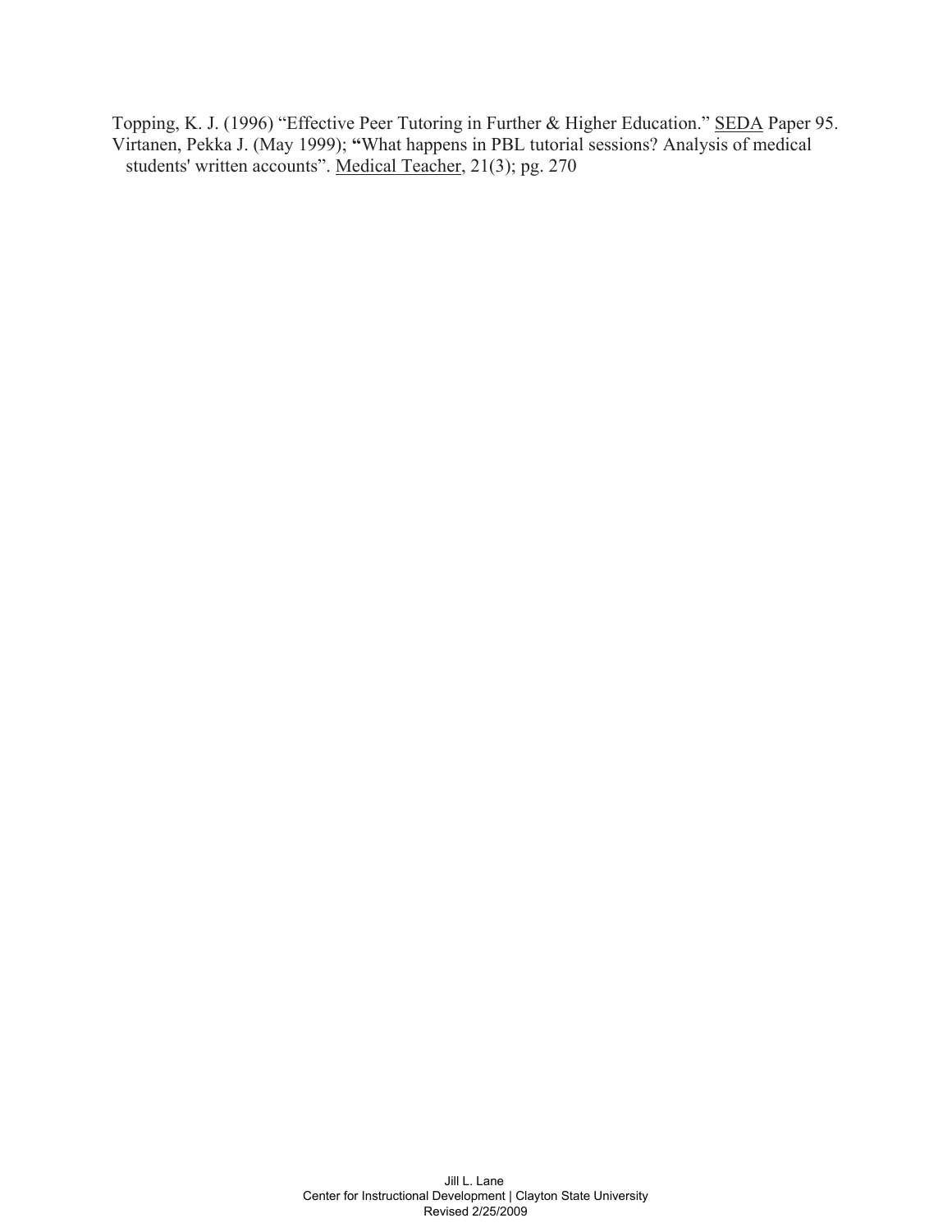Topping, K. J. (1996) "Effective Peer Tutoring in Further & Higher Education." SEDA Paper 95.

Virtanen, Pekka J. (May 1999); **"**What happens in PBL tutorial sessions? Analysis of medical students' written accounts". Medical Teacher, 21(3); pg. 270